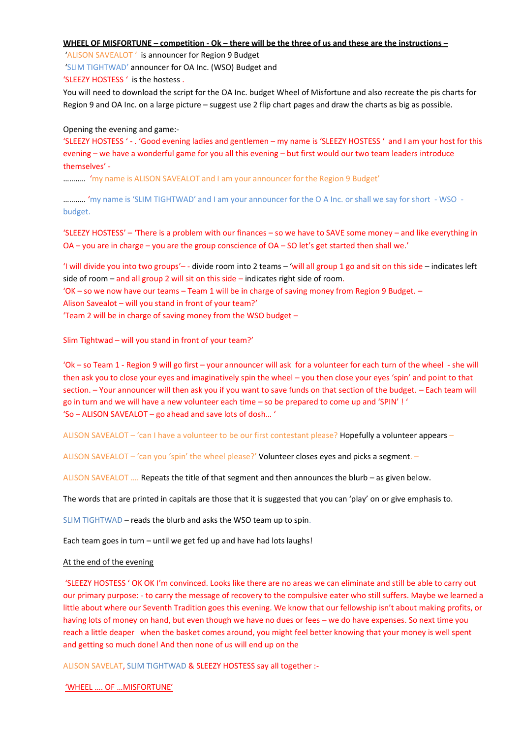**WHEEL OF MISFORTUNE – competition - Ok – there will be the three of us and these are the instructions –**

'ALISON SAVEALOT ' is announcer for Region 9 Budget

'SLIM TIGHTWAD' announcer for OA Inc. (WSO) Budget and

'SLEEZY HOSTESS ' is the hostess .

You will need to download the script for the OA Inc. budget Wheel of Misfortune and also recreate the pis charts for Region 9 and OA Inc. on a large picture – suggest use 2 flip chart pages and draw the charts as big as possible.

Opening the evening and game:-

'SLEEZY HOSTESS ' - . 'Good evening ladies and gentlemen – my name is 'SLEEZY HOSTESS ' and I am your host for this evening – we have a wonderful game for you all this evening – but first would our two team leaders introduce themselves' -

……….. 'my name is ALISON SAVEALOT and I am your announcer for the Region 9 Budget'

……….. 'my name is 'SLIM TIGHTWAD' and I am your announcer for the O A Inc. or shall we say for short - WSO - budget.

'SLEEZY HOSTESS' – 'There is a problem with our finances – so we have to SAVE some money – and like everything in OA – you are in charge – you are the group conscience of OA – SO let's get started then shall we.'

'I will divide you into two groups'– - divide room into 2 teams – 'will all group 1 go and sit on this side – indicates left side of room – and all group 2 will sit on this side – indicates right side of room.

'OK – so we now have our teams – Team 1 will be in charge of saving money from Region 9 Budget. –

Alison Savealot – will you stand in front of your team?'

'Team 2 will be in charge of saving money from the WSO budget –

Slim Tightwad – will you stand in front of your team?'

'Ok – so Team 1 - Region 9 will go first – your announcer will ask for a volunteer for each turn of the wheel - she will then ask you to close your eyes and imaginatively spin the wheel – you then close your eyes 'spin' and point to that section. – Your announcer will then ask you if you want to save funds on that section of the budget. – Each team will go in turn and we will have a new volunteer each time – so be prepared to come up and 'SPIN' ! '

'So – ALISON SAVEALOT – go ahead and save lots of dosh… '

ALISON SAVEALOT – 'can I have a volunteer to be our first contestant please? Hopefully a volunteer appears –

ALISON SAVEALOT – 'can you 'spin' the wheel please?' Volunteer closes eyes and picks a segment. –

ALISON SAVEALOT …. Repeats the title of that segment and then announces the blurb – as given below.

The words that are printed in capitals are those that it is suggested that you can 'play' on or give emphasis to.

SLIM TIGHTWAD – reads the blurb and asks the WSO team up to spin.

Each team goes in turn – until we get fed up and have had lots laughs!

<u>At the end of the evening</u>

'SLEEZY HOSTESS ' OK OK I'm convinced. Looks like there are no areas we can eliminate and still be able to carry out our primary purpose: - to carry the message of recovery to the compulsive eater who still suffers. Maybe we learned a little about where our Seventh Tradition goes this evening. We know that our fellowship isn't about making profits, or having lots of money on hand, but even though we have no dues or fees – we do have expenses. So next time you reach a little deaper when the basket comes around, you might feel better knowing that your money is well spent and getting so much done! And then none of us will end up on the

ALISON SAVELAT, SLIM TIGHTWAD & SLEEZY HOSTESS say all together :-

<u>'WHEEL …. OF …MISFORTUNE'</u>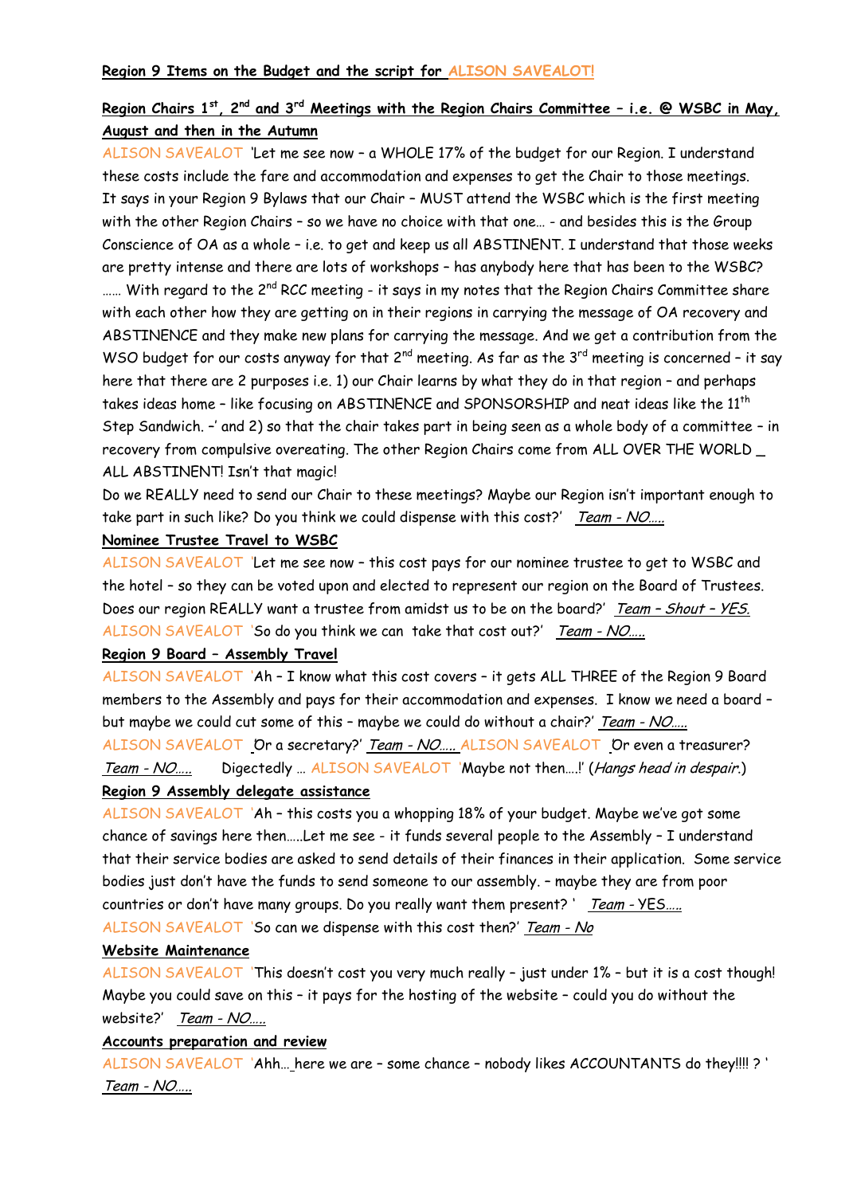**Region 9 Items on the Budget and the script for ALISON SAVEALOT!**

**Region Chairs 1st, 2nd and 3rd Meetings with the Region Chairs Committee – i.e. @ WSBC in May, August and then in the Autumn**

ALISON SAVEALOT 'Let me see now – a WHOLE 17% of the budget for our Region. I understand these costs include the fare and accommodation and expenses to get the Chair to those meetings. It says in your Region 9 Bylaws that our Chair – MUST attend the WSBC which is the first meeting with the other Region Chairs – so we have no choice with that one… - and besides this is the Group Conscience of OA as a whole – i.e. to get and keep us all ABSTINENT. I understand that those weeks are pretty intense and there are lots of workshops – has anybody here that has been to the WSBC? …… With regard to the 2nd RCC meeting - it says in my notes that the Region Chairs Committee share with each other how they are getting on in their regions in carrying the message of OA recovery and ABSTINENCE and they make new plans for carrying the message. And we get a contribution from the WSO budget for our costs anyway for that 2nd meeting. As far as the 3rd meeting is concerned – it say here that there are 2 purposes i.e. 1) our Chair learns by what they do in that region – and perhaps takes ideas home – like focusing on ABSTINENCE and SPONSORSHIP and neat ideas like the 11th Step Sandwich. -' and 2) so that the chair takes part in being seen as a whole body of a committee – in recovery from compulsive overeating. The other Region Chairs come from ALL OVER THE WORLD _ ALL ABSTINENT! Isn't that magic!

Do we REALLY need to send our Chair to these meetings? Maybe our Region isn't important enough to take part in such like? Do you think we could dispense with this cost?' *Team - NO…..*

**Nominee Trustee Travel to WSBC**

ALISON SAVEALOT 'Let me see now – this cost pays for our nominee trustee to get to WSBC and the hotel – so they can be voted upon and elected to represent our region on the Board of Trustees. Does our region REALLY want a trustee from amidst us to be on the board?' *Team – Shout – YES.*

ALISON SAVEALOT 'So do you think we can take that cost out?' *Team - NO…..*

**Region 9 Board – Assembly Travel**

ALISON SAVEALOT 'Ah – I know what this cost covers – it gets ALL THREE of the Region 9 Board members to the Assembly and pays for their accommodation and expenses. I know we need a board – but maybe we could cut some of this – maybe we could do without a chair?' *Team - NO…..*

ALISON SAVEALOT 'Or a secretary?' *Team - NO…..* ALISON SAVEALOT 'Or even a treasurer? *Team - NO…..* Digectedly … ALISON SAVEALOT 'Maybe not then….!' (*Hangs head in despair.*)

**Region 9 Assembly delegate assistance**

ALISON SAVEALOT 'Ah – this costs you a whopping 18% of your budget. Maybe we've got some chance of savings here then…..Let me see - it funds several people to the Assembly – I understand that their service bodies are asked to send details of their finances in their application. Some service bodies just don't have the funds to send someone to our assembly. – maybe they are from poor countries or don't have many groups. Do you really want them present? ' *Team - YES…..*

ALISON SAVEALOT 'So can we dispense with this cost then?' *Team - No*

**Website Maintenance**

ALISON SAVEALOT 'This doesn't cost you very much really – just under 1% – but it is a cost though! Maybe you could save on this – it pays for the hosting of the website – could you do without the website?' *Team - NO…..*

**Accounts preparation and review**

ALISON SAVEALOT 'Ahh… here we are – some chance – nobody likes ACCOUNTANTS do they!!!! ? ' *Team - NO…..*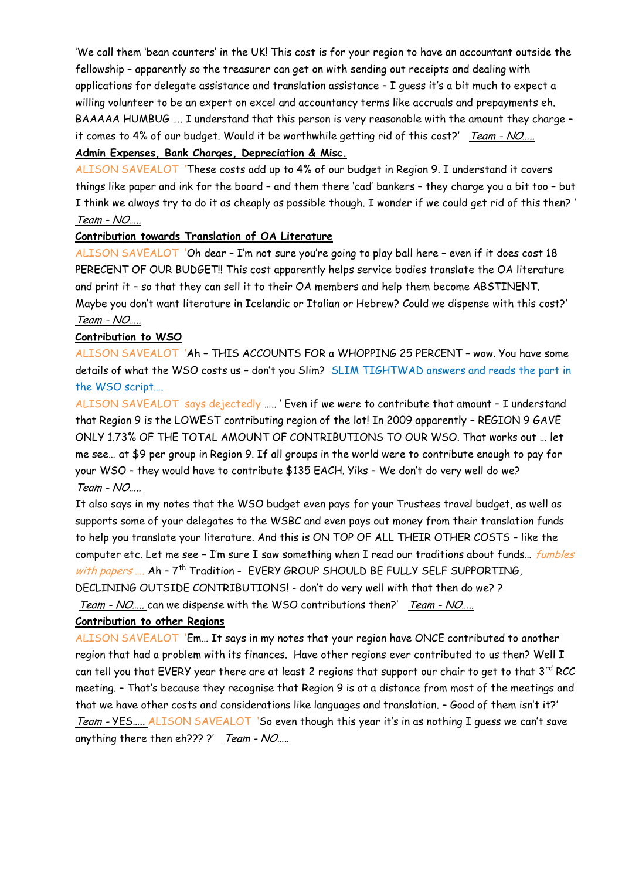'We call them 'bean counters' in the UK! This cost is for your region to have an accountant outside the fellowship – apparently so the treasurer can get on with sending out receipts and dealing with applications for delegate assistance and translation assistance – I guess it's a bit much to expect a willing volunteer to be an expert on excel and accountancy terms like accruals and prepayments eh. BAAAAA HUMBUG …. I understand that this person is very reasonable with the amount they charge – it comes to 4% of our budget. Would it be worthwhile getting rid of this cost?' *Team - NO…..*

**Admin Expenses, Bank Charges, Depreciation & Misc.**

ALISON SAVEALOT 'These costs add up to 4% of our budget in Region 9. I understand it covers things like paper and ink for the board – and them there 'cad' bankers – they charge you a bit too – but I think we always try to do it as cheaply as possible though. I wonder if we could get rid of this then? ' *Team - NO…..*

**Contribution towards Translation of OA Literature**

ALISON SAVEALOT 'Oh dear – I'm not sure you're going to play ball here – even if it does cost 18 PERECENT OF OUR BUDGET!! This cost apparently helps service bodies translate the OA literature and print it – so that they can sell it to their OA members and help them become ABSTINENT. Maybe you don't want literature in Icelandic or Italian or Hebrew? Could we dispense with this cost?' *Team - NO…..*

**Contribution to WSO**

ALISON SAVEALOT 'Ah – THIS ACCOUNTS FOR a WHOPPING 25 PERCENT – wow. You have some details of what the WSO costs us – don't you Slim? SLIM TIGHTWAD answers and reads the part in the WSO script….

ALISON SAVEALOT says dejectedly ….. ' Even if we were to contribute that amount – I understand that Region 9 is the LOWEST contributing region of the lot! In 2009 apparently – REGION 9 GAVE ONLY 1.73% OF THE TOTAL AMOUNT OF CONTRIBUTIONS TO OUR WSO. That works out … let me see… at $9 per group in Region 9. If all groups in the world were to contribute enough to pay for your WSO – they would have to contribute $135 EACH. Yiks – We don't do very well do we? *Team - NO…..*

It also says in my notes that the WSO budget even pays for your Trustees travel budget, as well as supports some of your delegates to the WSBC and even pays out money from their translation funds to help you translate your literature. And this is ON TOP OF ALL THEIR OTHER COSTS – like the computer etc. Let me see – I'm sure I saw something when I read our traditions about funds… *fumbles with papers ….* Ah – 7th Tradition - EVERY GROUP SHOULD BE FULLY SELF SUPPORTING, DECLINING OUTSIDE CONTRIBUTIONS! - don't do very well with that then do we? ? *Team - NO…..* can we dispense with the WSO contributions then?' *Team - NO…..*

**Contribution to other Regions**

ALISON SAVEALOT 'Em… It says in my notes that your region have ONCE contributed to another region that had a problem with its finances. Have other regions ever contributed to us then? Well I can tell you that EVERY year there are at least 2 regions that support our chair to get to that 3rd RCC meeting. – That's because they recognise that Region 9 is at a distance from most of the meetings and that we have other costs and considerations like languages and translation. – Good of them isn't it?' *Team - YES…..* ALISON SAVEALOT 'So even though this year it's in as nothing I guess we can't save anything there then eh??? ?' *Team - NO…..*